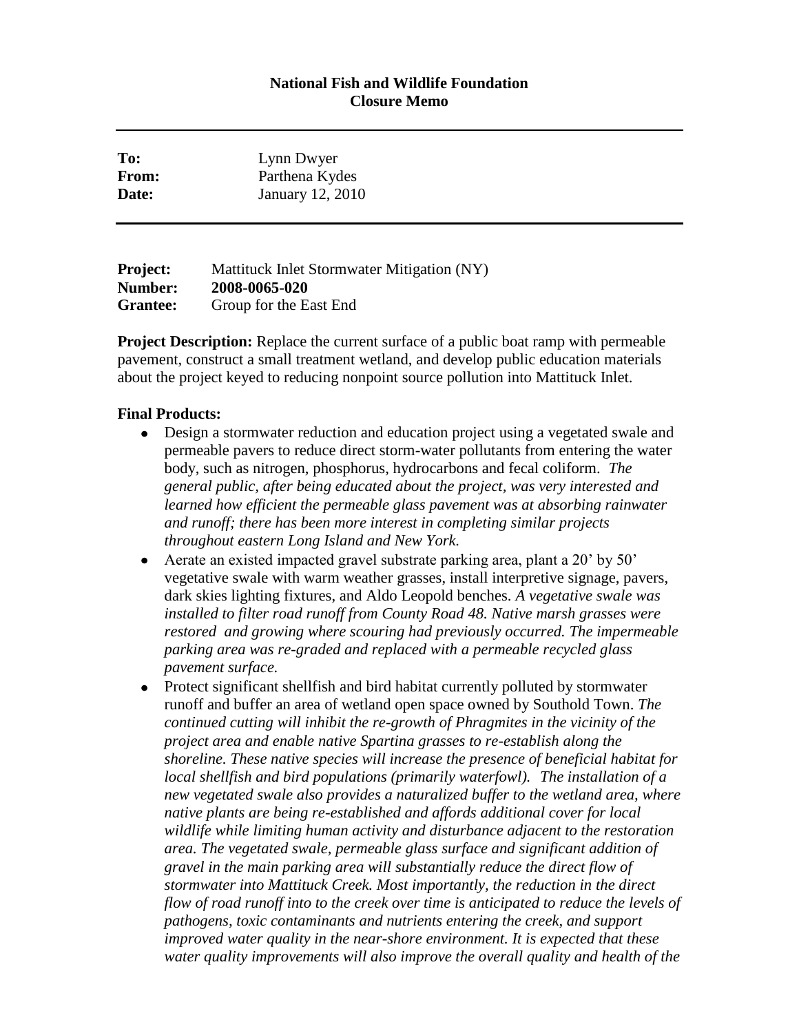**National Fish and Wildlife Foundation**
**Closure Memo**

---

| | |
|---|---|
| **To:** | Lynn Dwyer |
| **From:** | Parthena Kydes |
| **Date:** | January 12, 2010 |

---

| | |
|---|---|
| **Project:** | Mattituck Inlet Stormwater Mitigation (NY) |
| **Number:** | **2008-0065-020** |
| **Grantee:** | Group for the East End |

**Project Description:** Replace the current surface of a public boat ramp with permeable pavement, construct a small treatment wetland, and develop public education materials about the project keyed to reducing nonpoint source pollution into Mattituck Inlet.

**Final Products:**

- Design a stormwater reduction and education project using a vegetated swale and permeable pavers to reduce direct storm-water pollutants from entering the water body, such as nitrogen, phosphorus, hydrocarbons and fecal coliform. *The general public, after being educated about the project, was very interested and learned how efficient the permeable glass pavement was at absorbing rainwater and runoff; there has been more interest in completing similar projects throughout eastern Long Island and New York.*
- Aerate an existed impacted gravel substrate parking area, plant a 20' by 50' vegetative swale with warm weather grasses, install interpretive signage, pavers, dark skies lighting fixtures, and Aldo Leopold benches. *A vegetative swale was installed to filter road runoff from County Road 48. Native marsh grasses were restored and growing where scouring had previously occurred. The impermeable parking area was re-graded and replaced with a permeable recycled glass pavement surface.*
- Protect significant shellfish and bird habitat currently polluted by stormwater runoff and buffer an area of wetland open space owned by Southold Town. *The continued cutting will inhibit the re-growth of Phragmites in the vicinity of the project area and enable native Spartina grasses to re-establish along the shoreline. These native species will increase the presence of beneficial habitat for local shellfish and bird populations (primarily waterfowl). The installation of a new vegetated swale also provides a naturalized buffer to the wetland area, where native plants are being re-established and affords additional cover for local wildlife while limiting human activity and disturbance adjacent to the restoration area. The vegetated swale, permeable glass surface and significant addition of gravel in the main parking area will substantially reduce the direct flow of stormwater into Mattituck Creek. Most importantly, the reduction in the direct flow of road runoff into to the creek over time is anticipated to reduce the levels of pathogens, toxic contaminants and nutrients entering the creek, and support improved water quality in the near-shore environment. It is expected that these water quality improvements will also improve the overall quality and health of the*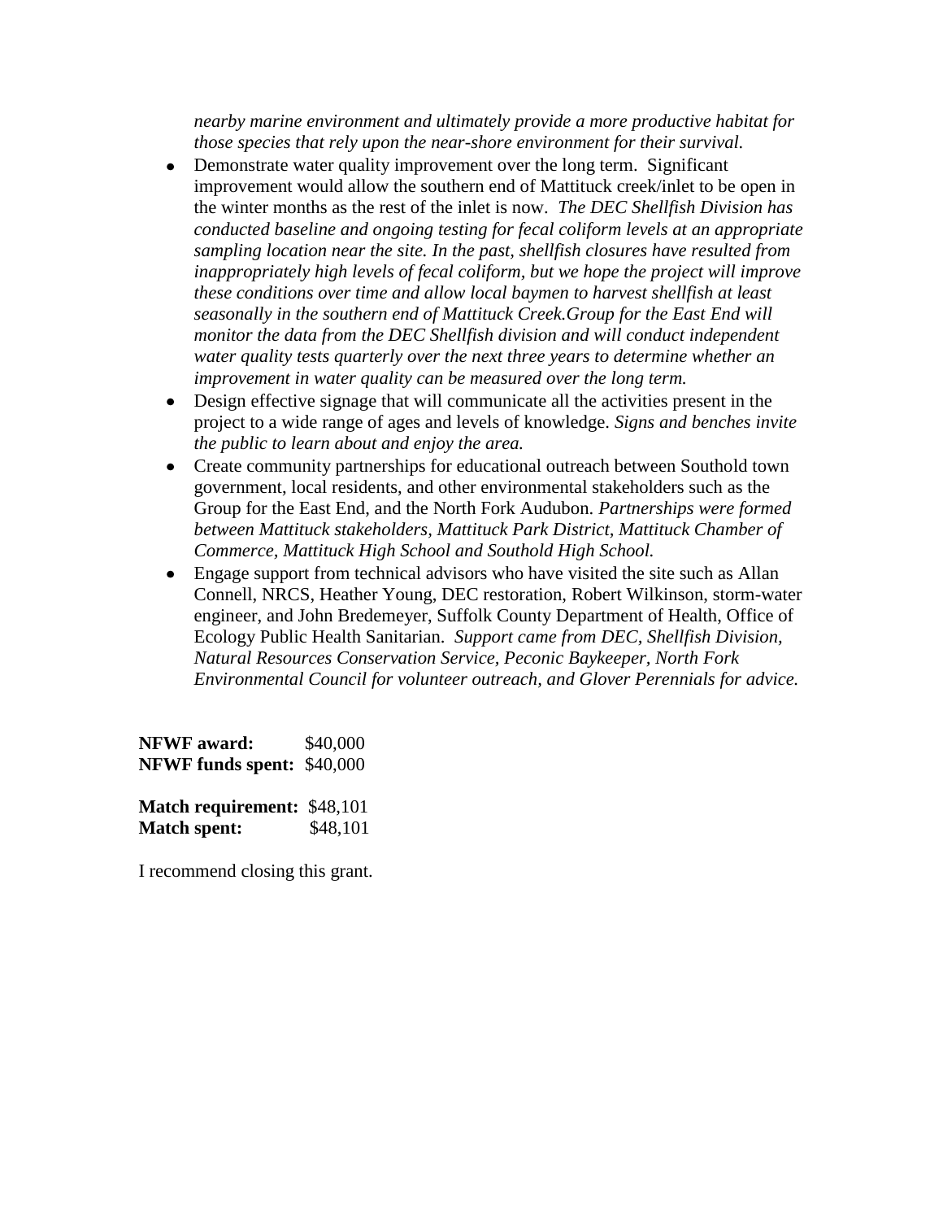*nearby marine environment and ultimately provide a more productive habitat for those species that rely upon the near-shore environment for their survival.*

- Demonstrate water quality improvement over the long term. Significant improvement would allow the southern end of Mattituck creek/inlet to be open in the winter months as the rest of the inlet is now. *The DEC Shellfish Division has conducted baseline and ongoing testing for fecal coliform levels at an appropriate sampling location near the site. In the past, shellfish closures have resulted from inappropriately high levels of fecal coliform, but we hope the project will improve these conditions over time and allow local baymen to harvest shellfish at least seasonally in the southern end of Mattituck Creek.Group for the East End will monitor the data from the DEC Shellfish division and will conduct independent water quality tests quarterly over the next three years to determine whether an improvement in water quality can be measured over the long term.*
- Design effective signage that will communicate all the activities present in the project to a wide range of ages and levels of knowledge. *Signs and benches invite the public to learn about and enjoy the area.*
- Create community partnerships for educational outreach between Southold town government, local residents, and other environmental stakeholders such as the Group for the East End, and the North Fork Audubon. *Partnerships were formed between Mattituck stakeholders, Mattituck Park District, Mattituck Chamber of Commerce, Mattituck High School and Southold High School.*
- Engage support from technical advisors who have visited the site such as Allan Connell, NRCS, Heather Young, DEC restoration, Robert Wilkinson, storm-water engineer, and John Bredemeyer, Suffolk County Department of Health, Office of Ecology Public Health Sanitarian. *Support came from DEC, Shellfish Division, Natural Resources Conservation Service, Peconic Baykeeper, North Fork Environmental Council for volunteer outreach, and Glover Perennials for advice.*

**NFWF award:** $40,000
**NFWF funds spent:** $40,000

**Match requirement:** $48,101
**Match spent:** $48,101

I recommend closing this grant.